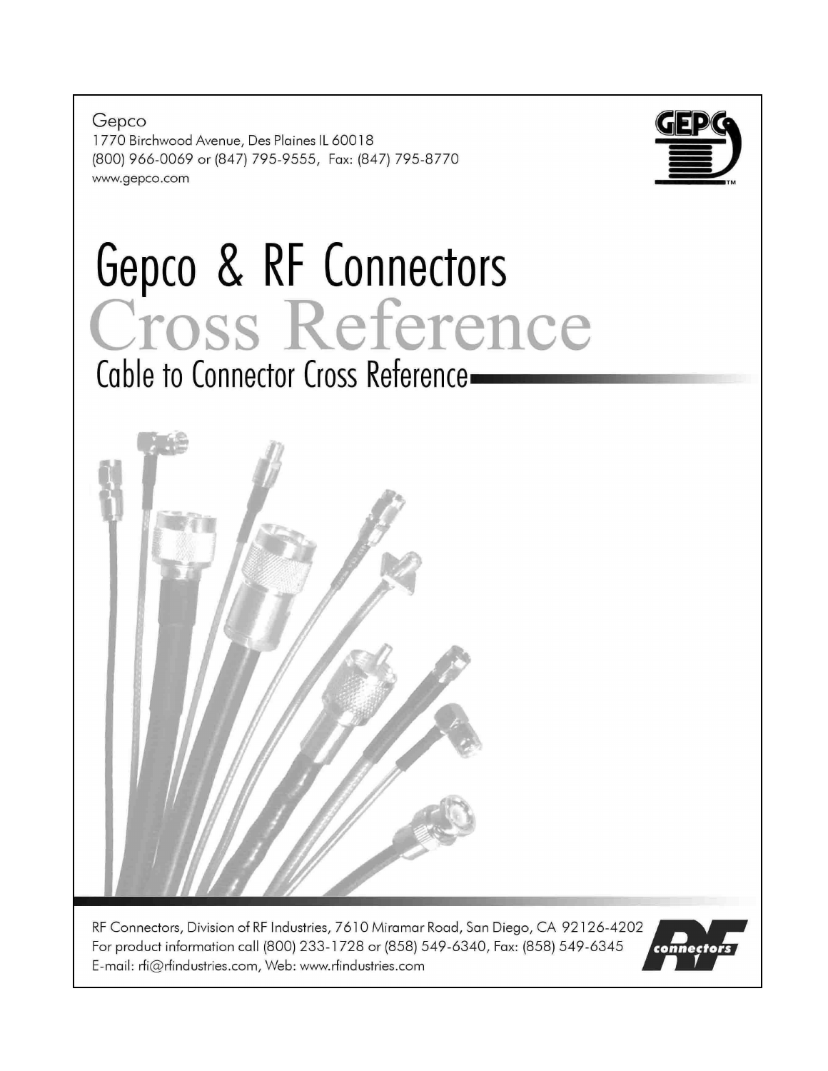Gepco
1770 Birchwood Avenue, Des Plaines IL 60018
(800) 966-0069 or (847) 795-9555, Fax: (847) 795-8770
www.gepco.com

# Gepco & RF Connectors

# Cross Reference

## Cable to Connector Cross Reference

RF Connectors, Division of RF Industries, 7610 Miramar Road, San Diego, CA 92126-4202
For product information call (800) 233-1728 or (858) 549-6340, Fax: (858) 549-6345
E-mail: rfi@rfindustries.com, Web: www.rfindustries.com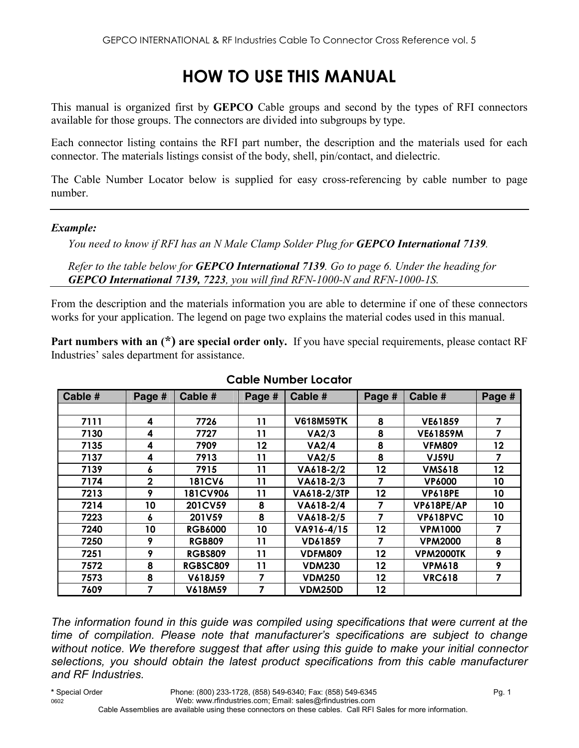# HOW TO USE THIS MANUAL

This manual is organized first by **GEPCO** Cable groups and second by the types of RFI connectors available for those groups. The connectors are divided into subgroups by type.

Each connector listing contains the RFI part number, the description and the materials used for each connector. The materials listings consist of the body, shell, pin/contact, and dielectric.

The Cable Number Locator below is supplied for easy cross-referencing by cable number to page number.

---

***Example:***

*You need to know if RFI has an N Male Clamp Solder Plug for **GEPCO International 7139**.*

*Refer to the table below for **GEPCO International 7139**. Go to page 6. Under the heading for **GEPCO International 7139, 7223**, you will find RFN-1000-N and RFN-1000-1S.*

---

From the description and the materials information you are able to determine if one of these connectors works for your application. The legend on page two explains the material codes used in this manual.

**Part numbers with an (*) are special order only.** If you have special requirements, please contact RF Industries' sales department for assistance.

## Cable Number Locator

| Cable # | Page # | Cable # | Page # | Cable # | Page # | Cable # | Page # |
|---|---|---|---|---|---|---|---|
| 7111 | 4 | 7726 | 11 | V618M59TK | 8 | VE61859 | 7 |
| 7130 | 4 | 7727 | 11 | VA2/3 | 8 | VE61859M | 7 |
| 7135 | 4 | 7909 | 12 | VA2/4 | 8 | VFM809 | 12 |
| 7137 | 4 | 7913 | 11 | VA2/5 | 8 | VJ59U | 7 |
| 7139 | 6 | 7915 | 11 | VA618-2/2 | 12 | VMS618 | 12 |
| 7174 | 2 | 181CV6 | 11 | VA618-2/3 | 7 | VP6000 | 10 |
| 7213 | 9 | 181CV906 | 11 | VA618-2/3TP | 12 | VP618PE | 10 |
| 7214 | 10 | 201CV59 | 8 | VA618-2/4 | 7 | VP618PE/AP | 10 |
| 7223 | 6 | 201V59 | 8 | VA618-2/5 | 7 | VP618PVC | 10 |
| 7240 | 10 | RGB6000 | 10 | VA916-4/15 | 12 | VPM1000 | 7 |
| 7250 | 9 | RGB809 | 11 | VD61859 | 7 | VPM2000 | 8 |
| 7251 | 9 | RGBS809 | 11 | VDFM809 | 12 | VPM2000TK | 9 |
| 7572 | 8 | RGBSC809 | 11 | VDM230 | 12 | VPM618 | 9 |
| 7573 | 8 | V618J59 | 7 | VDM250 | 12 | VRC618 | 7 |
| 7609 | 7 | V618M59 | 7 | VDM250D | 12 | | |

*The information found in this guide was compiled using specifications that were current at the time of compilation. Please note that manufacturer's specifications are subject to change without notice. We therefore suggest that after using this guide to make your initial connector selections, you should obtain the latest product specifications from this cable manufacturer and RF Industries.*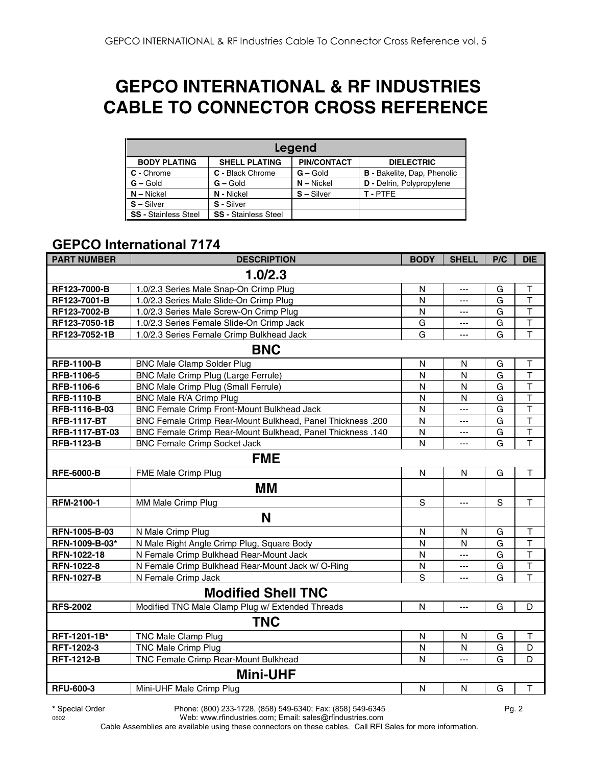# GEPCO INTERNATIONAL & RF INDUSTRIES CABLE TO CONNECTOR CROSS REFERENCE

| Legend | | | |
|---|---|---|---|
| **BODY PLATING** | **SHELL PLATING** | **PIN/CONTACT** | **DIELECTRIC** |
| **C -** Chrome | **C -** Black Chrome | **G –** Gold | **B -** Bakelite, Dap, Phenolic |
| **G –** Gold | **G –** Gold | **N –** Nickel | **D -** Delrin, Polypropylene |
| **N –** Nickel | **N -** Nickel | **S –** Silver | **T -** PTFE |
| **S –** Silver | **S -** Silver | | |
| **SS -** Stainless Steel | **SS -** Stainless Steel | | |

## GEPCO International 7174

| PART NUMBER | DESCRIPTION | BODY | SHELL | P/C | DIE |
|---|---|---|---|---|---|
| | **1.0/2.3** | | | | |
| **RF123-7000-B** | 1.0/2.3 Series Male Snap-On Crimp Plug | N | --- | G | T |
| **RF123-7001-B** | 1.0/2.3 Series Male Slide-On Crimp Plug | N | --- | G | T |
| **RF123-7002-B** | 1.0/2.3 Series Male Screw-On Crimp Plug | N | --- | G | T |
| **RF123-7050-1B** | 1.0/2.3 Series Female Slide-On Crimp Jack | G | --- | G | T |
| **RF123-7052-1B** | 1.0/2.3 Series Female Crimp Bulkhead Jack | G | --- | G | T |
| | **BNC** | | | | |
| **RFB-1100-B** | BNC Male Clamp Solder Plug | N | N | G | T |
| **RFB-1106-5** | BNC Male Crimp Plug (Large Ferrule) | N | N | G | T |
| **RFB-1106-6** | BNC Male Crimp Plug (Small Ferrule) | N | N | G | T |
| **RFB-1110-B** | BNC Male R/A Crimp Plug | N | N | G | T |
| **RFB-1116-B-03** | BNC Female Crimp Front-Mount Bulkhead Jack | N | --- | G | T |
| **RFB-1117-BT** | BNC Female Crimp Rear-Mount Bulkhead, Panel Thickness .200 | N | --- | G | T |
| **RFB-1117-BT-03** | BNC Female Crimp Rear-Mount Bulkhead, Panel Thickness .140 | N | --- | G | T |
| **RFB-1123-B** | BNC Female Crimp Socket Jack | N | --- | G | T |
| | **FME** | | | | |
| **RFE-6000-B** | FME Male Crimp Plug | N | N | G | T |
| | **MM** | | | | |
| **RFM-2100-1** | MM Male Crimp Plug | S | --- | S | T |
| | **N** | | | | |
| **RFN-1005-B-03** | N Male Crimp Plug | N | N | G | T |
| **RFN-1009-B-03*** | N Male Right Angle Crimp Plug, Square Body | N | N | G | T |
| **RFN-1022-18** | N Female Crimp Bulkhead Rear-Mount Jack | N | --- | G | T |
| **RFN-1022-8** | N Female Crimp Bulkhead Rear-Mount Jack w/ O-Ring | N | --- | G | T |
| **RFN-1027-B** | N Female Crimp Jack | S | --- | G | T |
| | **Modified Shell TNC** | | | | |
| **RFS-2002** | Modified TNC Male Clamp Plug w/ Extended Threads | N | --- | G | D |
| | **TNC** | | | | |
| **RFT-1201-1B*** | TNC Male Clamp Plug | N | N | G | T |
| **RFT-1202-3** | TNC Male Crimp Plug | N | N | G | D |
| **RFT-1212-B** | TNC Female Crimp Rear-Mount Bulkhead | N | --- | G | D |
| | **Mini-UHF** | | | | |
| **RFU-600-3** | Mini-UHF Male Crimp Plug | N | N | G | T |

**\*** Special Order

Phone: (800) 233-1728, (858) 549-6340; Fax: (858) 549-6345
Web: www.rfindustries.com; Email: sales@rfindustries.com

0602

Cable Assemblies are available using these connectors on these cables. Call RFI Sales for more information.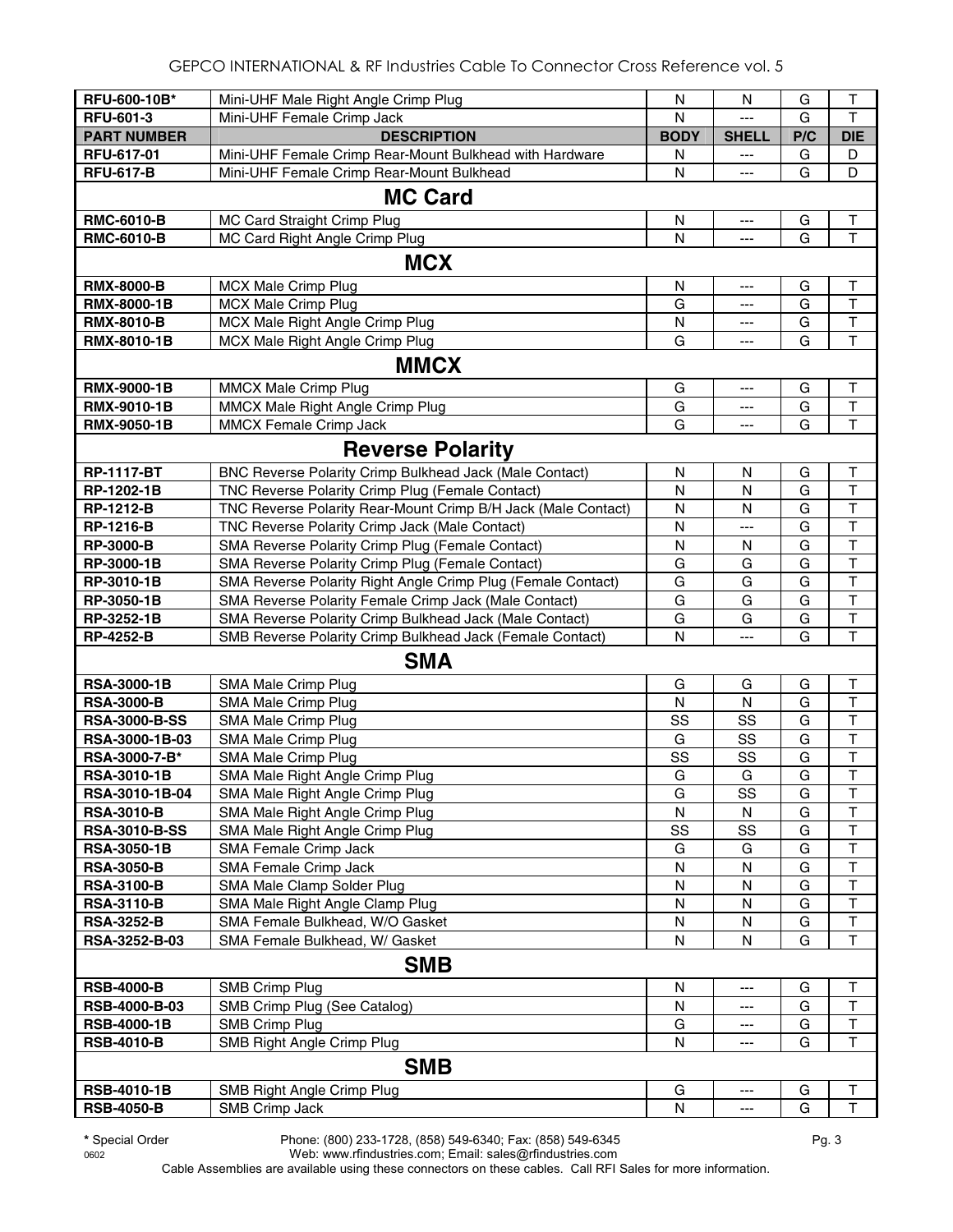| RFU-600-10B* | Mini-UHF Male Right Angle Crimp Plug | N | N | G | T |
|---|---|---|---|---|---|
| RFU-601-3 | Mini-UHF Female Crimp Jack | N | --- | G | T |
| **PART NUMBER** | **DESCRIPTION** | **BODY** | **SHELL** | **P/C** | **DIE** |
| RFU-617-01 | Mini-UHF Female Crimp Rear-Mount Bulkhead with Hardware | N | --- | G | D |
| RFU-617-B | Mini-UHF Female Crimp Rear-Mount Bulkhead | N | --- | G | D |
| | **MC Card** | | | | |
| RMC-6010-B | MC Card Straight Crimp Plug | N | --- | G | T |
| RMC-6010-B | MC Card Right Angle Crimp Plug | N | --- | G | T |
| | **MCX** | | | | |
| RMX-8000-B | MCX Male Crimp Plug | N | --- | G | T |
| RMX-8000-1B | MCX Male Crimp Plug | G | --- | G | T |
| RMX-8010-B | MCX Male Right Angle Crimp Plug | N | --- | G | T |
| RMX-8010-1B | MCX Male Right Angle Crimp Plug | G | --- | G | T |
| | **MMCX** | | | | |
| RMX-9000-1B | MMCX Male Crimp Plug | G | --- | G | T |
| RMX-9010-1B | MMCX Male Right Angle Crimp Plug | G | --- | G | T |
| RMX-9050-1B | MMCX Female Crimp Jack | G | --- | G | T |
| | **Reverse Polarity** | | | | |
| RP-1117-BT | BNC Reverse Polarity Crimp Bulkhead Jack (Male Contact) | N | N | G | T |
| RP-1202-1B | TNC Reverse Polarity Crimp Plug (Female Contact) | N | N | G | T |
| RP-1212-B | TNC Reverse Polarity Rear-Mount Crimp B/H Jack (Male Contact) | N | N | G | T |
| RP-1216-B | TNC Reverse Polarity Crimp Jack (Male Contact) | N | --- | G | T |
| RP-3000-B | SMA Reverse Polarity Crimp Plug (Female Contact) | N | N | G | T |
| RP-3000-1B | SMA Reverse Polarity Crimp Plug (Female Contact) | G | G | G | T |
| RP-3010-1B | SMA Reverse Polarity Right Angle Crimp Plug (Female Contact) | G | G | G | T |
| RP-3050-1B | SMA Reverse Polarity Female Crimp Jack (Male Contact) | G | G | G | T |
| RP-3252-1B | SMA Reverse Polarity Crimp Bulkhead Jack (Male Contact) | G | G | G | T |
| RP-4252-B | SMB Reverse Polarity Crimp Bulkhead Jack (Female Contact) | N | --- | G | T |
| | **SMA** | | | | |
| RSA-3000-1B | SMA Male Crimp Plug | G | G | G | T |
| RSA-3000-B | SMA Male Crimp Plug | N | N | G | T |
| RSA-3000-B-SS | SMA Male Crimp Plug | SS | SS | G | T |
| RSA-3000-1B-03 | SMA Male Crimp Plug | G | SS | G | T |
| RSA-3000-7-B* | SMA Male Crimp Plug | SS | SS | G | T |
| RSA-3010-1B | SMA Male Right Angle Crimp Plug | G | G | G | T |
| RSA-3010-1B-04 | SMA Male Right Angle Crimp Plug | G | SS | G | T |
| RSA-3010-B | SMA Male Right Angle Crimp Plug | N | N | G | T |
| RSA-3010-B-SS | SMA Male Right Angle Crimp Plug | SS | SS | G | T |
| RSA-3050-1B | SMA Female Crimp Jack | G | G | G | T |
| RSA-3050-B | SMA Female Crimp Jack | N | N | G | T |
| RSA-3100-B | SMA Male Clamp Solder Plug | N | N | G | T |
| RSA-3110-B | SMA Male Right Angle Clamp Plug | N | N | G | T |
| RSA-3252-B | SMA Female Bulkhead, W/O Gasket | N | N | G | T |
| RSA-3252-B-03 | SMA Female Bulkhead, W/ Gasket | N | N | G | T |
| | **SMB** | | | | |
| RSB-4000-B | SMB Crimp Plug | N | --- | G | T |
| RSB-4000-B-03 | SMB Crimp Plug (See Catalog) | N | --- | G | T |
| RSB-4000-1B | SMB Crimp Plug | G | --- | G | T |
| RSB-4010-B | SMB Right Angle Crimp Plug | N | --- | G | T |
| | **SMB** | | | | |
| RSB-4010-1B | SMB Right Angle Crimp Plug | G | --- | G | T |
| RSB-4050-B | SMB Crimp Jack | N | --- | G | T |

**\*** Special Order

Phone: (800) 233-1728, (858) 549-6340; Fax: (858) 549-6345
Web: www.rfindustries.com; Email: sales@rfindustries.com

Cable Assemblies are available using these connectors on these cables. Call RFI Sales for more information.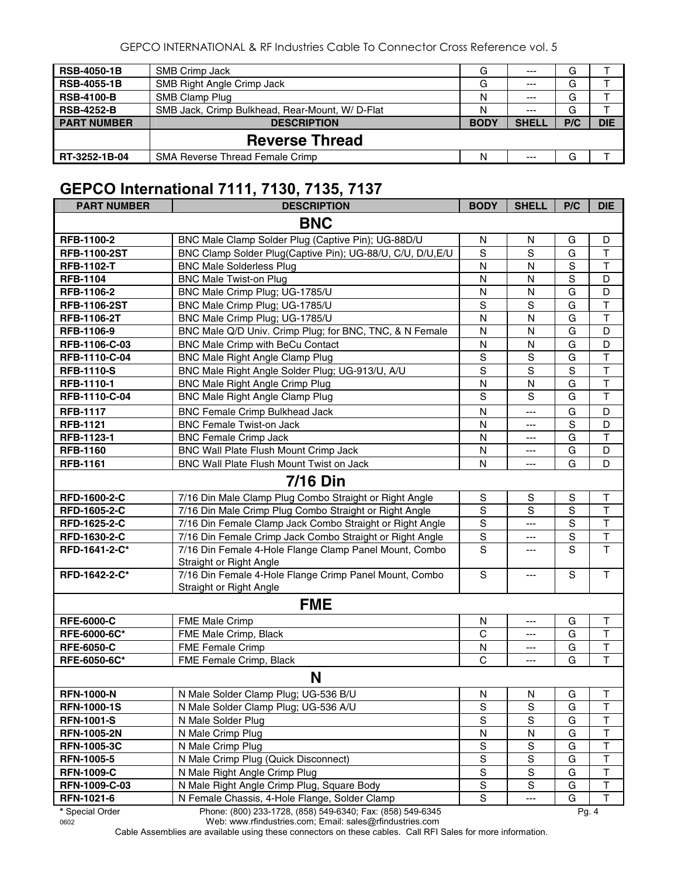| PART NUMBER | DESCRIPTION | BODY | SHELL | P/C | DIE |
|---|---|---|---|---|---|
| **RSB-4050-1B** | SMB Crimp Jack | G | --- | G | T |
| **RSB-4055-1B** | SMB Right Angle Crimp Jack | G | --- | G | T |
| **RSB-4100-B** | SMB Clamp Plug | N | --- | G | T |
| **RSB-4252-B** | SMB Jack, Crimp Bulkhead, Rear-Mount, W/ D-Flat | N | --- | G | T |
| | **Reverse Thread** | | | | |
| **RT-3252-1B-04** | SMA Reverse Thread Female Crimp | N | --- | G | T |

## GEPCO International 7111, 7130, 7135, 7137

| PART NUMBER | DESCRIPTION | BODY | SHELL | P/C | DIE |
|---|---|---|---|---|---|
| | **BNC** | | | | |
| **RFB-1100-2** | BNC Male Clamp Solder Plug (Captive Pin); UG-88D/U | N | N | G | D |
| **RFB-1100-2ST** | BNC Clamp Solder Plug(Captive Pin); UG-88/U, C/U, D/U,E/U | S | S | G | T |
| **RFB-1102-T** | BNC Male Solderless Plug | N | N | S | T |
| **RFB-1104** | BNC Male Twist-on Plug | N | N | S | D |
| **RFB-1106-2** | BNC Male Crimp Plug; UG-1785/U | N | N | G | D |
| **RFB-1106-2ST** | BNC Male Crimp Plug; UG-1785/U | S | S | G | T |
| **RFB-1106-2T** | BNC Male Crimp Plug; UG-1785/U | N | N | G | T |
| **RFB-1106-9** | BNC Male Q/D Univ. Crimp Plug; for BNC, TNC, & N Female | N | N | G | D |
| **RFB-1106-C-03** | BNC Male Crimp with BeCu Contact | N | N | G | D |
| **RFB-1110-C-04** | BNC Male Right Angle Clamp Plug | S | S | G | T |
| **RFB-1110-S** | BNC Male Right Angle Solder Plug; UG-913/U, A/U | S | S | S | T |
| **RFB-1110-1** | BNC Male Right Angle Crimp Plug | N | N | G | T |
| **RFB-1110-C-04** | BNC Male Right Angle Clamp Plug | S | S | G | T |
| **RFB-1117** | BNC Female Crimp Bulkhead Jack | N | --- | G | D |
| **RFB-1121** | BNC Female Twist-on Jack | N | --- | S | D |
| **RFB-1123-1** | BNC Female Crimp Jack | N | --- | G | T |
| **RFB-1160** | BNC Wall Plate Flush Mount Crimp Jack | N | --- | G | D |
| **RFB-1161** | BNC Wall Plate Flush Mount Twist on Jack | N | --- | G | D |
| | **7/16 Din** | | | | |
| **RFD-1600-2-C** | 7/16 Din Male Clamp Plug Combo Straight or Right Angle | S | S | S | T |
| **RFD-1605-2-C** | 7/16 Din Male Crimp Plug Combo Straight or Right Angle | S | S | S | T |
| **RFD-1625-2-C** | 7/16 Din Female Clamp Jack Combo Straight or Right Angle | S | --- | S | T |
| **RFD-1630-2-C** | 7/16 Din Female Crimp Jack Combo Straight or Right Angle | S | --- | S | T |
| **RFD-1641-2-C*** | 7/16 Din Female 4-Hole Flange Clamp Panel Mount, Combo Straight or Right Angle | S | --- | S | T |
| **RFD-1642-2-C*** | 7/16 Din Female 4-Hole Flange Crimp Panel Mount, Combo Straight or Right Angle | S | --- | S | T |
| | **FME** | | | | |
| **RFE-6000-C** | FME Male Crimp | N | --- | G | T |
| **RFE-6000-6C*** | FME Male Crimp, Black | C | --- | G | T |
| **RFE-6050-C** | FME Female Crimp | N | --- | G | T |
| **RFE-6050-6C*** | FME Female Crimp, Black | C | --- | G | T |
| | **N** | | | | |
| **RFN-1000-N** | N Male Solder Clamp Plug; UG-536 B/U | N | N | G | T |
| **RFN-1000-1S** | N Male Solder Clamp Plug; UG-536 A/U | S | S | G | T |
| **RFN-1001-S** | N Male Solder Plug | S | S | G | T |
| **RFN-1005-2N** | N Male Crimp Plug | N | N | G | T |
| **RFN-1005-3C** | N Male Crimp Plug | S | S | G | T |
| **RFN-1005-5** | N Male Crimp Plug (Quick Disconnect) | S | S | G | T |
| **RFN-1009-C** | N Male Right Angle Crimp Plug | S | S | G | T |
| **RFN-1009-C-03** | N Male Right Angle Crimp Plug, Square Body | S | S | G | T |
| **RFN-1021-6** | N Female Chassis, 4-Hole Flange, Solder Clamp | S | --- | G | T |

* Special Order

Phone: (800) 233-1728, (858) 549-6340; Fax: (858) 549-6345

Web: www.rfindustries.com; Email: sales@rfindustries.com

Cable Assemblies are available using these connectors on these cables. Call RFI Sales for more information.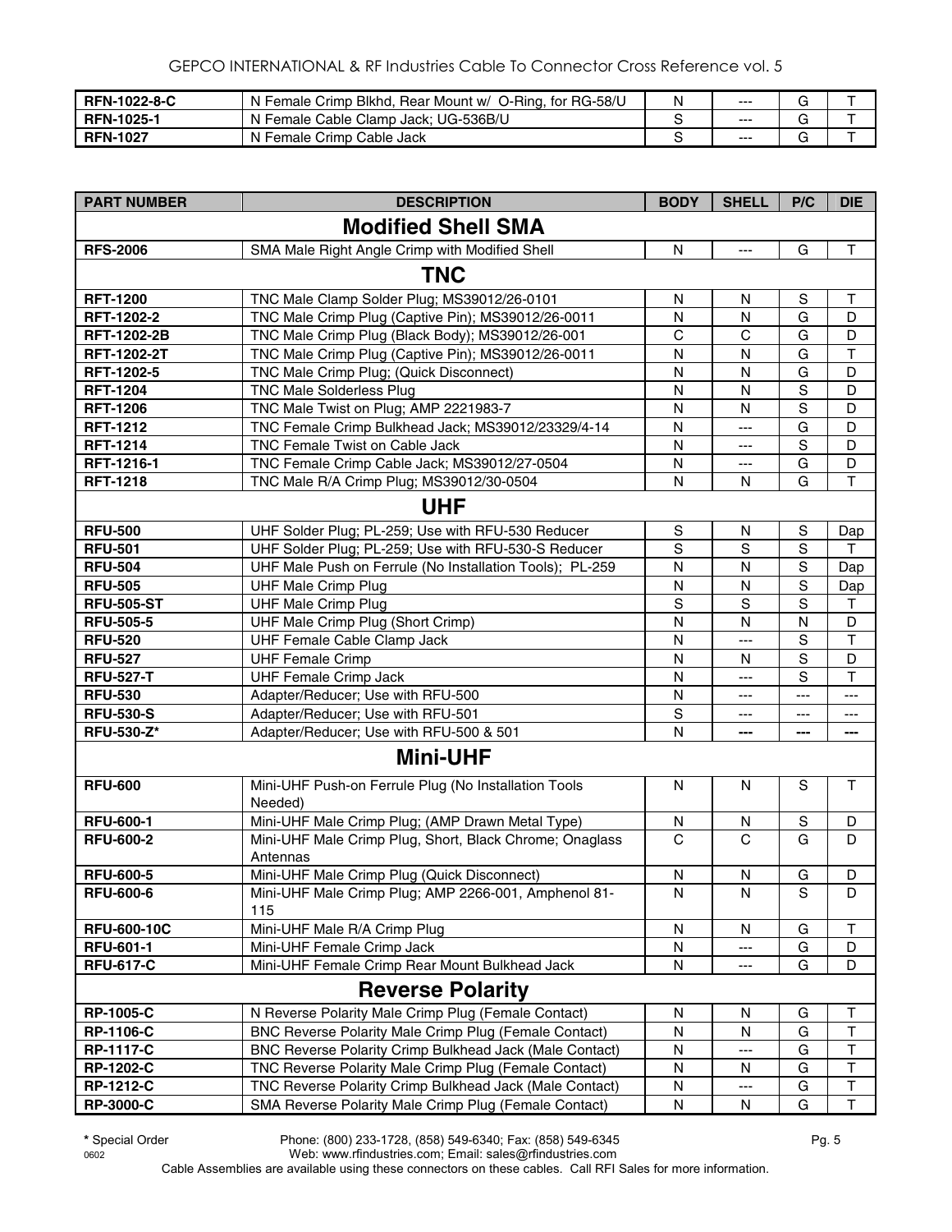| | | | | | |
|---|---|---|---|---|---|
| **RFN-1022-8-C** | N Female Crimp Blkhd, Rear Mount w/ O-Ring, for RG-58/U | N | --- | G | T |
| **RFN-1025-1** | N Female Cable Clamp Jack; UG-536B/U | S | --- | G | T |
| **RFN-1027** | N Female Crimp Cable Jack | S | --- | G | T |

| PART NUMBER | DESCRIPTION | BODY | SHELL | P/C | DIE |
|---|---|---|---|---|---|
| | **Modified Shell SMA** | | | | |
| **RFS-2006** | SMA Male Right Angle Crimp with Modified Shell | N | --- | G | T |
| | **TNC** | | | | |
| **RFT-1200** | TNC Male Clamp Solder Plug; MS39012/26-0101 | N | N | S | T |
| **RFT-1202-2** | TNC Male Crimp Plug (Captive Pin); MS39012/26-0011 | N | N | G | D |
| **RFT-1202-2B** | TNC Male Crimp Plug (Black Body); MS39012/26-001 | C | C | G | D |
| **RFT-1202-2T** | TNC Male Crimp Plug (Captive Pin); MS39012/26-0011 | N | N | G | T |
| **RFT-1202-5** | TNC Male Crimp Plug; (Quick Disconnect) | N | N | G | D |
| **RFT-1204** | TNC Male Solderless Plug | N | N | S | D |
| **RFT-1206** | TNC Male Twist on Plug; AMP 2221983-7 | N | N | S | D |
| **RFT-1212** | TNC Female Crimp Bulkhead Jack; MS39012/23329/4-14 | N | --- | G | D |
| **RFT-1214** | TNC Female Twist on Cable Jack | N | --- | S | D |
| **RFT-1216-1** | TNC Female Crimp Cable Jack; MS39012/27-0504 | N | --- | G | D |
| **RFT-1218** | TNC Male R/A Crimp Plug; MS39012/30-0504 | N | N | G | T |
| | **UHF** | | | | |
| **RFU-500** | UHF Solder Plug; PL-259; Use with RFU-530 Reducer | S | N | S | Dap |
| **RFU-501** | UHF Solder Plug; PL-259; Use with RFU-530-S Reducer | S | S | S | T |
| **RFU-504** | UHF Male Push on Ferrule (No Installation Tools); PL-259 | N | N | S | Dap |
| **RFU-505** | UHF Male Crimp Plug | N | N | S | Dap |
| **RFU-505-ST** | UHF Male Crimp Plug | S | S | S | T |
| **RFU-505-5** | UHF Male Crimp Plug (Short Crimp) | N | N | N | D |
| **RFU-520** | UHF Female Cable Clamp Jack | N | --- | S | T |
| **RFU-527** | UHF Female Crimp | N | N | S | D |
| **RFU-527-T** | UHF Female Crimp Jack | N | --- | S | T |
| **RFU-530** | Adapter/Reducer; Use with RFU-500 | N | --- | --- | --- |
| **RFU-530-S** | Adapter/Reducer; Use with RFU-501 | S | --- | --- | --- |
| **RFU-530-Z*** | Adapter/Reducer; Use with RFU-500 & 501 | N | --- | --- | --- |
| | **Mini-UHF** | | | | |
| **RFU-600** | Mini-UHF Push-on Ferrule Plug (No Installation Tools Needed) | N | N | S | T |
| **RFU-600-1** | Mini-UHF Male Crimp Plug; (AMP Drawn Metal Type) | N | N | S | D |
| **RFU-600-2** | Mini-UHF Male Crimp Plug, Short, Black Chrome; Onaglass Antennas | C | C | G | D |
| **RFU-600-5** | Mini-UHF Male Crimp Plug (Quick Disconnect) | N | N | G | D |
| **RFU-600-6** | Mini-UHF Male Crimp Plug; AMP 2266-001, Amphenol 81-115 | N | N | S | D |
| **RFU-600-10C** | Mini-UHF Male R/A Crimp Plug | N | N | G | T |
| **RFU-601-1** | Mini-UHF Female Crimp Jack | N | --- | G | D |
| **RFU-617-C** | Mini-UHF Female Crimp Rear Mount Bulkhead Jack | N | --- | G | D |
| | **Reverse Polarity** | | | | |
| **RP-1005-C** | N Reverse Polarity Male Crimp Plug (Female Contact) | N | N | G | T |
| **RP-1106-C** | BNC Reverse Polarity Male Crimp Plug (Female Contact) | N | N | G | T |
| **RP-1117-C** | BNC Reverse Polarity Crimp Bulkhead Jack (Male Contact) | N | --- | G | T |
| **RP-1202-C** | TNC Reverse Polarity Male Crimp Plug (Female Contact) | N | N | G | T |
| **RP-1212-C** | TNC Reverse Polarity Crimp Bulkhead Jack (Male Contact) | N | --- | G | T |
| **RP-3000-C** | SMA Reverse Polarity Male Crimp Plug (Female Contact) | N | N | G | T |

**\*** Special Order

Phone: (800) 233-1728, (858) 549-6340; Fax: (858) 549-6345

Web: www.rfindustries.com; Email: sales@rfindustries.com

Cable Assemblies are available using these connectors on these cables. Call RFI Sales for more information.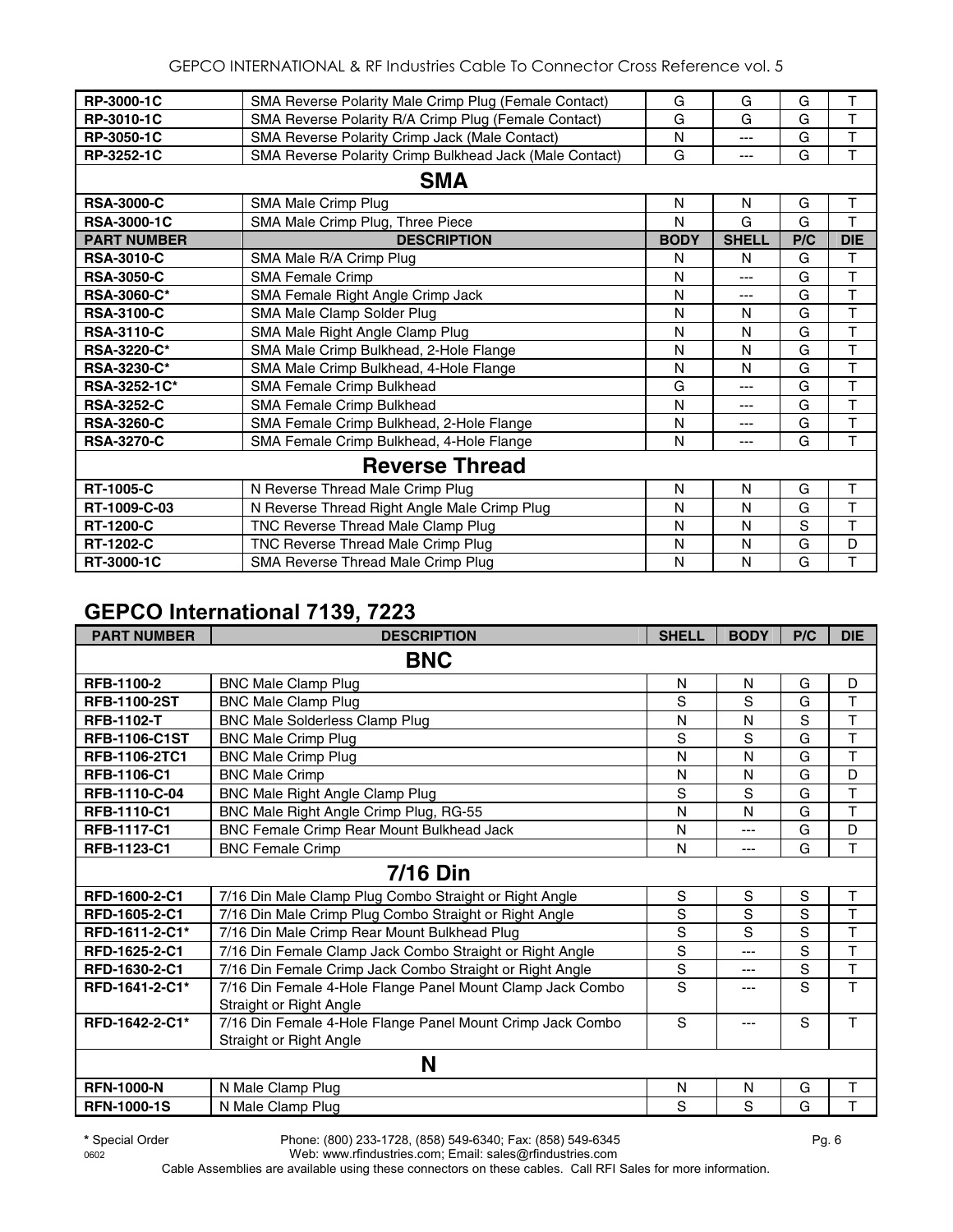| RP-3000-1C | SMA Reverse Polarity Male Crimp Plug (Female Contact) | G | G | G | T |
|---|---|---|---|---|---|
| **RP-3010-1C** | SMA Reverse Polarity R/A Crimp Plug (Female Contact) | G | G | G | T |
| **RP-3050-1C** | SMA Reverse Polarity Crimp Jack (Male Contact) | N | --- | G | T |
| **RP-3252-1C** | SMA Reverse Polarity Crimp Bulkhead Jack (Male Contact) | G | --- | G | T |
| | **SMA** | | | | |
| **RSA-3000-C** | SMA Male Crimp Plug | N | N | G | T |
| **RSA-3000-1C** | SMA Male Crimp Plug, Three Piece | N | G | G | T |
| **PART NUMBER** | **DESCRIPTION** | **BODY** | **SHELL** | **P/C** | **DIE** |
| **RSA-3010-C** | SMA Male R/A Crimp Plug | N | N | G | T |
| **RSA-3050-C** | SMA Female Crimp | N | --- | G | T |
| **RSA-3060-C*** | SMA Female Right Angle Crimp Jack | N | --- | G | T |
| **RSA-3100-C** | SMA Male Clamp Solder Plug | N | N | G | T |
| **RSA-3110-C** | SMA Male Right Angle Clamp Plug | N | N | G | T |
| **RSA-3220-C*** | SMA Male Crimp Bulkhead, 2-Hole Flange | N | N | G | T |
| **RSA-3230-C*** | SMA Male Crimp Bulkhead, 4-Hole Flange | N | N | G | T |
| **RSA-3252-1C*** | SMA Female Crimp Bulkhead | G | --- | G | T |
| **RSA-3252-C** | SMA Female Crimp Bulkhead | N | --- | G | T |
| **RSA-3260-C** | SMA Female Crimp Bulkhead, 2-Hole Flange | N | --- | G | T |
| **RSA-3270-C** | SMA Female Crimp Bulkhead, 4-Hole Flange | N | --- | G | T |
| | **Reverse Thread** | | | | |
| **RT-1005-C** | N Reverse Thread Male Crimp Plug | N | N | G | T |
| **RT-1009-C-03** | N Reverse Thread Right Angle Male Crimp Plug | N | N | G | T |
| **RT-1200-C** | TNC Reverse Thread Male Clamp Plug | N | N | S | T |
| **RT-1202-C** | TNC Reverse Thread Male Crimp Plug | N | N | G | D |
| **RT-3000-1C** | SMA Reverse Thread Male Crimp Plug | N | N | G | T |

## GEPCO International 7139, 7223

| PART NUMBER | DESCRIPTION | SHELL | BODY | P/C | DIE |
|---|---|---|---|---|---|
| | **BNC** | | | | |
| **RFB-1100-2** | BNC Male Clamp Plug | N | N | G | D |
| **RFB-1100-2ST** | BNC Male Clamp Plug | S | S | G | T |
| **RFB-1102-T** | BNC Male Solderless Clamp Plug | N | N | S | T |
| **RFB-1106-C1ST** | BNC Male Crimp Plug | S | S | G | T |
| **RFB-1106-2TC1** | BNC Male Crimp Plug | N | N | G | T |
| **RFB-1106-C1** | BNC Male Crimp | N | N | G | D |
| **RFB-1110-C-04** | BNC Male Right Angle Clamp Plug | S | S | G | T |
| **RFB-1110-C1** | BNC Male Right Angle Crimp Plug, RG-55 | N | N | G | T |
| **RFB-1117-C1** | BNC Female Crimp Rear Mount Bulkhead Jack | N | --- | G | D |
| **RFB-1123-C1** | BNC Female Crimp | N | --- | G | T |
| | **7/16 Din** | | | | |
| **RFD-1600-2-C1** | 7/16 Din Male Clamp Plug Combo Straight or Right Angle | S | S | S | T |
| **RFD-1605-2-C1** | 7/16 Din Male Crimp Plug Combo Straight or Right Angle | S | S | S | T |
| **RFD-1611-2-C1*** | 7/16 Din Male Crimp Rear Mount Bulkhead Plug | S | S | S | T |
| **RFD-1625-2-C1** | 7/16 Din Female Clamp Jack Combo Straight or Right Angle | S | --- | S | T |
| **RFD-1630-2-C1** | 7/16 Din Female Crimp Jack Combo Straight or Right Angle | S | --- | S | T |
| **RFD-1641-2-C1*** | 7/16 Din Female 4-Hole Flange Panel Mount Clamp Jack Combo Straight or Right Angle | S | --- | S | T |
| **RFD-1642-2-C1*** | 7/16 Din Female 4-Hole Flange Panel Mount Crimp Jack Combo Straight or Right Angle | S | --- | S | T |
| | **N** | | | | |
| **RFN-1000-N** | N Male Clamp Plug | N | N | G | T |
| **RFN-1000-1S** | N Male Clamp Plug | S | S | G | T |

* Special Order | Phone: (800) 233-1728, (858) 549-6340; Fax: (858) 549-6345
0602 | Web: www.rfindustries.com; Email: sales@rfindustries.com
Cable Assemblies are available using these connectors on these cables. Call RFI Sales for more information.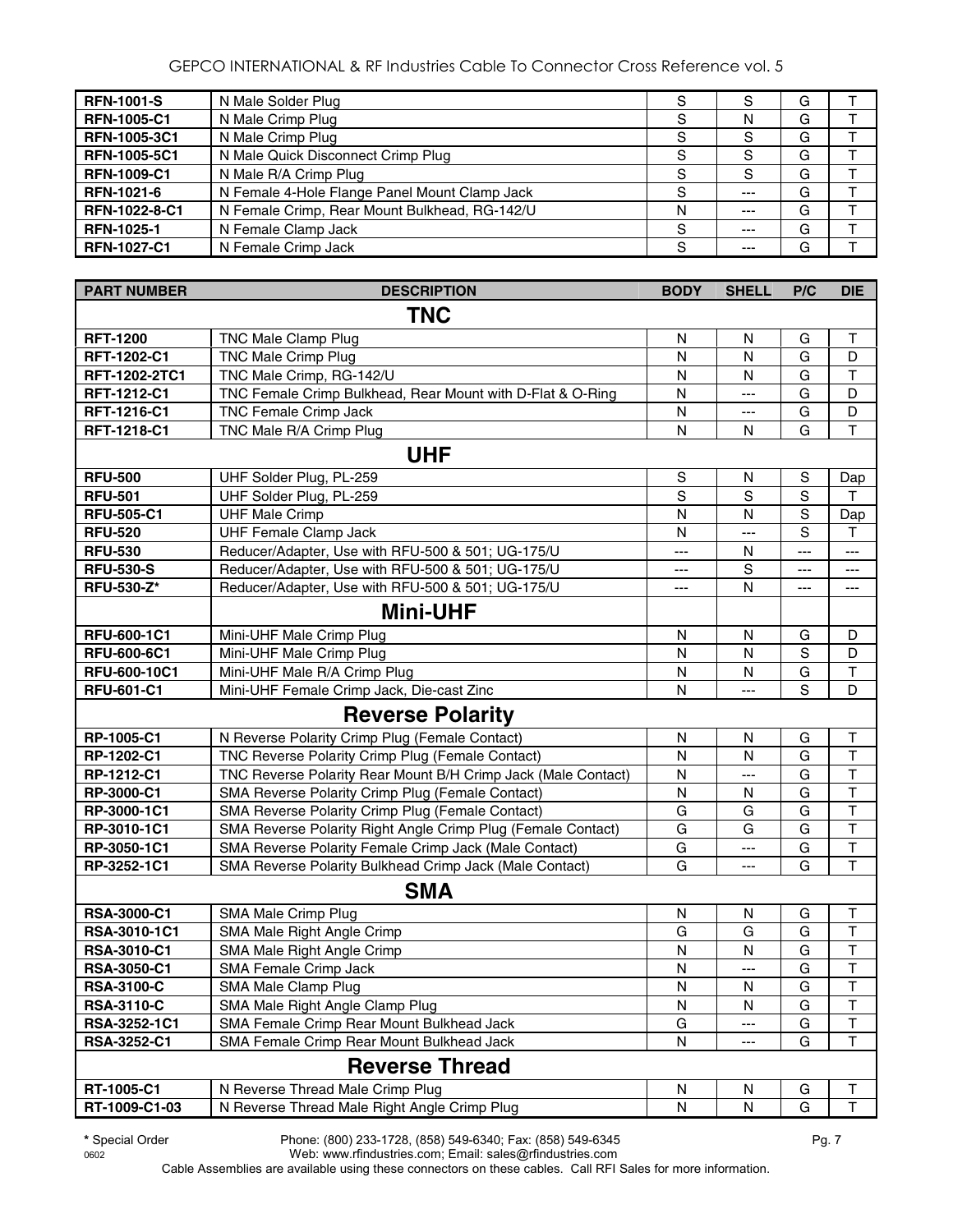| | | | | | |
|---|---|---|---|---|---|
| **RFN-1001-S** | N Male Solder Plug | S | S | G | T |
| **RFN-1005-C1** | N Male Crimp Plug | S | N | G | T |
| **RFN-1005-3C1** | N Male Crimp Plug | S | S | G | T |
| **RFN-1005-5C1** | N Male Quick Disconnect Crimp Plug | S | S | G | T |
| **RFN-1009-C1** | N Male R/A Crimp Plug | S | S | G | T |
| **RFN-1021-6** | N Female 4-Hole Flange Panel Mount Clamp Jack | S | --- | G | T |
| **RFN-1022-8-C1** | N Female Crimp, Rear Mount Bulkhead, RG-142/U | N | --- | G | T |
| **RFN-1025-1** | N Female Clamp Jack | S | --- | G | T |
| **RFN-1027-C1** | N Female Crimp Jack | S | --- | G | T |

| PART NUMBER | DESCRIPTION | BODY | SHELL | P/C | DIE |
|---|---|---|---|---|---|
| | **TNC** | | | | |
| **RFT-1200** | TNC Male Clamp Plug | N | N | G | T |
| **RFT-1202-C1** | TNC Male Crimp Plug | N | N | G | D |
| **RFT-1202-2TC1** | TNC Male Crimp, RG-142/U | N | N | G | T |
| **RFT-1212-C1** | TNC Female Crimp Bulkhead, Rear Mount with D-Flat & O-Ring | N | --- | G | D |
| **RFT-1216-C1** | TNC Female Crimp Jack | N | --- | G | D |
| **RFT-1218-C1** | TNC Male R/A Crimp Plug | N | N | G | T |
| | **UHF** | | | | |
| **RFU-500** | UHF Solder Plug, PL-259 | S | N | S | Dap |
| **RFU-501** | UHF Solder Plug, PL-259 | S | S | S | T |
| **RFU-505-C1** | UHF Male Crimp | N | N | S | Dap |
| **RFU-520** | UHF Female Clamp Jack | N | --- | S | T |
| **RFU-530** | Reducer/Adapter, Use with RFU-500 & 501; UG-175/U | --- | N | --- | --- |
| **RFU-530-S** | Reducer/Adapter, Use with RFU-500 & 501; UG-175/U | --- | S | --- | --- |
| **RFU-530-Z*** | Reducer/Adapter, Use with RFU-500 & 501; UG-175/U | --- | N | --- | --- |
| | **Mini-UHF** | | | | |
| **RFU-600-1C1** | Mini-UHF Male Crimp Plug | N | N | G | D |
| **RFU-600-6C1** | Mini-UHF Male Crimp Plug | N | N | S | D |
| **RFU-600-10C1** | Mini-UHF Male R/A Crimp Plug | N | N | G | T |
| **RFU-601-C1** | Mini-UHF Female Crimp Jack, Die-cast Zinc | N | --- | S | D |
| | **Reverse Polarity** | | | | |
| **RP-1005-C1** | N Reverse Polarity Crimp Plug (Female Contact) | N | N | G | T |
| **RP-1202-C1** | TNC Reverse Polarity Crimp Plug (Female Contact) | N | N | G | T |
| **RP-1212-C1** | TNC Reverse Polarity Rear Mount B/H Crimp Jack (Male Contact) | N | --- | G | T |
| **RP-3000-C1** | SMA Reverse Polarity Crimp Plug (Female Contact) | N | N | G | T |
| **RP-3000-1C1** | SMA Reverse Polarity Crimp Plug (Female Contact) | G | G | G | T |
| **RP-3010-1C1** | SMA Reverse Polarity Right Angle Crimp Plug (Female Contact) | G | G | G | T |
| **RP-3050-1C1** | SMA Reverse Polarity Female Crimp Jack (Male Contact) | G | --- | G | T |
| **RP-3252-1C1** | SMA Reverse Polarity Bulkhead Crimp Jack (Male Contact) | G | --- | G | T |
| | **SMA** | | | | |
| **RSA-3000-C1** | SMA Male Crimp Plug | N | N | G | T |
| **RSA-3010-1C1** | SMA Male Right Angle Crimp | G | G | G | T |
| **RSA-3010-C1** | SMA Male Right Angle Crimp | N | N | G | T |
| **RSA-3050-C1** | SMA Female Crimp Jack | N | --- | G | T |
| **RSA-3100-C** | SMA Male Clamp Plug | N | N | G | T |
| **RSA-3110-C** | SMA Male Right Angle Clamp Plug | N | N | G | T |
| **RSA-3252-1C1** | SMA Female Crimp Rear Mount Bulkhead Jack | G | --- | G | T |
| **RSA-3252-C1** | SMA Female Crimp Rear Mount Bulkhead Jack | N | --- | G | T |
| | **Reverse Thread** | | | | |
| **RT-1005-C1** | N Reverse Thread Male Crimp Plug | N | N | G | T |
| **RT-1009-C1-03** | N Reverse Thread Male Right Angle Crimp Plug | N | N | G | T |

**\*** Special Order

Phone: (800) 233-1728, (858) 549-6340; Fax: (858) 549-6345
Web: www.rfindustries.com; Email: sales@rfindustries.com

Cable Assemblies are available using these connectors on these cables. Call RFI Sales for more information.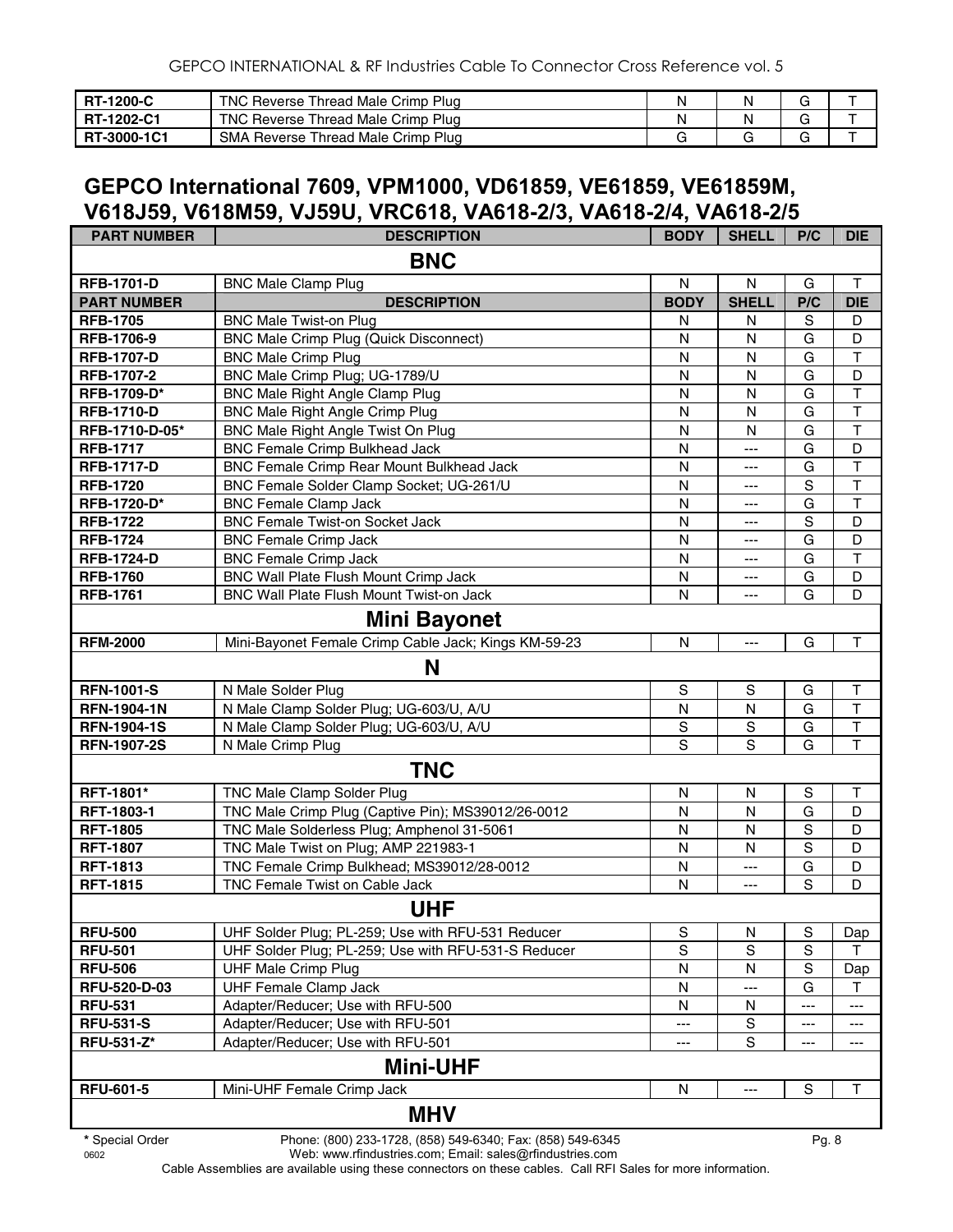| RT-1200-C | TNC Reverse Thread Male Crimp Plug | N | N | G | T |
|---|---|---|---|---|---|
| RT-1202-C1 | TNC Reverse Thread Male Crimp Plug | N | N | G | T |
| RT-3000-1C1 | SMA Reverse Thread Male Crimp Plug | G | G | G | T |

## GEPCO International 7609, VPM1000, VD61859, VE61859, VE61859M, V618J59, V618M59, VJ59U, VRC618, VA618-2/3, VA618-2/4, VA618-2/5

| PART NUMBER | DESCRIPTION | BODY | SHELL | P/C | DIE |
|---|---|---|---|---|---|
| **BNC** | | | | | |
| RFB-1701-D | BNC Male Clamp Plug | N | N | G | T |
| **PART NUMBER** | **DESCRIPTION** | **BODY** | **SHELL** | **P/C** | **DIE** |
| RFB-1705 | BNC Male Twist-on Plug | N | N | S | D |
| RFB-1706-9 | BNC Male Crimp Plug (Quick Disconnect) | N | N | G | D |
| RFB-1707-D | BNC Male Crimp Plug | N | N | G | T |
| RFB-1707-2 | BNC Male Crimp Plug; UG-1789/U | N | N | G | D |
| RFB-1709-D* | BNC Male Right Angle Clamp Plug | N | N | G | T |
| RFB-1710-D | BNC Male Right Angle Crimp Plug | N | N | G | T |
| RFB-1710-D-05* | BNC Male Right Angle Twist On Plug | N | N | G | T |
| RFB-1717 | BNC Female Crimp Bulkhead Jack | N | --- | G | D |
| RFB-1717-D | BNC Female Crimp Rear Mount Bulkhead Jack | N | --- | G | T |
| RFB-1720 | BNC Female Solder Clamp Socket; UG-261/U | N | --- | S | T |
| RFB-1720-D* | BNC Female Clamp Jack | N | --- | G | T |
| RFB-1722 | BNC Female Twist-on Socket Jack | N | --- | S | D |
| RFB-1724 | BNC Female Crimp Jack | N | --- | G | D |
| RFB-1724-D | BNC Female Crimp Jack | N | --- | G | T |
| RFB-1760 | BNC Wall Plate Flush Mount Crimp Jack | N | --- | G | D |
| RFB-1761 | BNC Wall Plate Flush Mount Twist-on Jack | N | --- | G | D |
| **Mini Bayonet** | | | | | |
| RFM-2000 | Mini-Bayonet Female Crimp Cable Jack; Kings KM-59-23 | N | --- | G | T |
| **N** | | | | | |
| RFN-1001-S | N Male Solder Plug | S | S | G | T |
| RFN-1904-1N | N Male Clamp Solder Plug; UG-603/U, A/U | N | N | G | T |
| RFN-1904-1S | N Male Clamp Solder Plug; UG-603/U, A/U | S | S | G | T |
| RFN-1907-2S | N Male Crimp Plug | S | S | G | T |
| **TNC** | | | | | |
| RFT-1801* | TNC Male Clamp Solder Plug | N | N | S | T |
| RFT-1803-1 | TNC Male Crimp Plug (Captive Pin); MS39012/26-0012 | N | N | G | D |
| RFT-1805 | TNC Male Solderless Plug; Amphenol 31-5061 | N | N | S | D |
| RFT-1807 | TNC Male Twist on Plug; AMP 221983-1 | N | N | S | D |
| RFT-1813 | TNC Female Crimp Bulkhead; MS39012/28-0012 | N | --- | G | D |
| RFT-1815 | TNC Female Twist on Cable Jack | N | --- | S | D |
| **UHF** | | | | | |
| RFU-500 | UHF Solder Plug; PL-259; Use with RFU-531 Reducer | S | N | S | Dap |
| RFU-501 | UHF Solder Plug; PL-259; Use with RFU-531-S Reducer | S | S | S | T |
| RFU-506 | UHF Male Crimp Plug | N | N | S | Dap |
| RFU-520-D-03 | UHF Female Clamp Jack | N | --- | G | T |
| RFU-531 | Adapter/Reducer; Use with RFU-500 | N | N | --- | --- |
| RFU-531-S | Adapter/Reducer; Use with RFU-501 | --- | S | --- | --- |
| RFU-531-Z* | Adapter/Reducer; Use with RFU-501 | --- | S | --- | --- |
| **Mini-UHF** | | | | | |
| RFU-601-5 | Mini-UHF Female Crimp Jack | N | --- | S | T |
| **MHV** | | | | | |

* Special Order

Cable Assemblies are available using these connectors on these cables. Call RFI Sales for more information.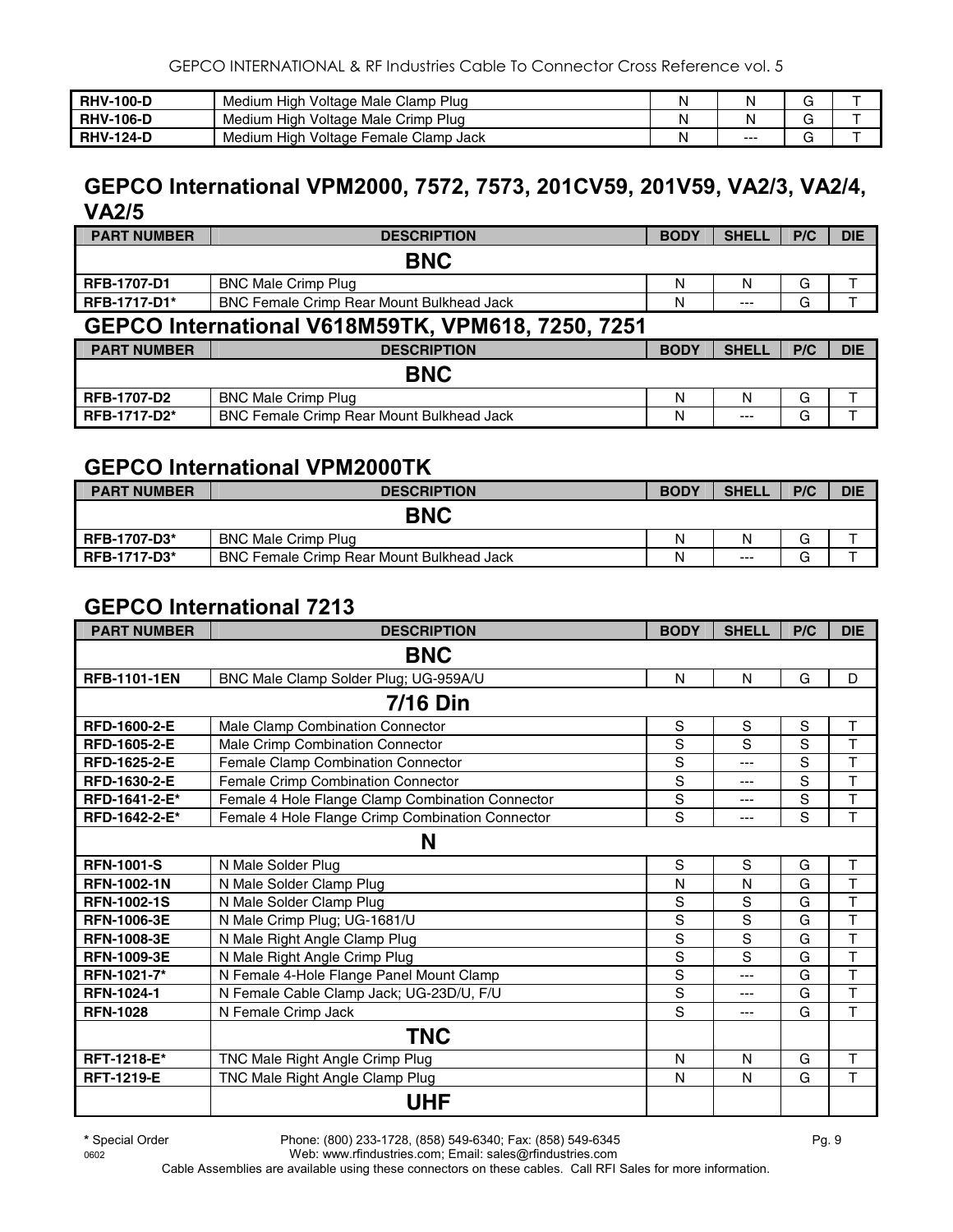| RHV-100-D | Medium High Voltage Male Clamp Plug | N | N | G | T |
|---|---|---|---|---|---|
| RHV-106-D | Medium High Voltage Male Crimp Plug | N | N | G | T |
| RHV-124-D | Medium High Voltage Female Clamp Jack | N | --- | G | T |

## GEPCO International VPM2000, 7572, 7573, 201CV59, 201V59, VA2/3, VA2/4, VA2/5

| PART NUMBER | DESCRIPTION | BODY | SHELL | P/C | DIE |
|---|---|---|---|---|---|
| | **BNC** | | | | |
| RFB-1707-D1 | BNC Male Crimp Plug | N | N | G | T |
| RFB-1717-D1* | BNC Female Crimp Rear Mount Bulkhead Jack | N | --- | G | T |

## GEPCO International V618M59TK, VPM618, 7250, 7251

| PART NUMBER | DESCRIPTION | BODY | SHELL | P/C | DIE |
|---|---|---|---|---|---|
| | **BNC** | | | | |
| RFB-1707-D2 | BNC Male Crimp Plug | N | N | G | T |
| RFB-1717-D2* | BNC Female Crimp Rear Mount Bulkhead Jack | N | --- | G | T |

## GEPCO International VPM2000TK

| PART NUMBER | DESCRIPTION | BODY | SHELL | P/C | DIE |
|---|---|---|---|---|---|
| | **BNC** | | | | |
| RFB-1707-D3* | BNC Male Crimp Plug | N | N | G | T |
| RFB-1717-D3* | BNC Female Crimp Rear Mount Bulkhead Jack | N | --- | G | T |

## GEPCO International 7213

| PART NUMBER | DESCRIPTION | BODY | SHELL | P/C | DIE |
|---|---|---|---|---|---|
| | **BNC** | | | | |
| RFB-1101-1EN | BNC Male Clamp Solder Plug; UG-959A/U | N | N | G | D |
| | **7/16 Din** | | | | |
| RFD-1600-2-E | Male Clamp Combination Connector | S | S | S | T |
| RFD-1605-2-E | Male Crimp Combination Connector | S | S | S | T |
| RFD-1625-2-E | Female Clamp Combination Connector | S | --- | S | T |
| RFD-1630-2-E | Female Crimp Combination Connector | S | --- | S | T |
| RFD-1641-2-E* | Female 4 Hole Flange Clamp Combination Connector | S | --- | S | T |
| RFD-1642-2-E* | Female 4 Hole Flange Crimp Combination Connector | S | --- | S | T |
| | **N** | | | | |
| RFN-1001-S | N Male Solder Plug | S | S | G | T |
| RFN-1002-1N | N Male Solder Clamp Plug | N | N | G | T |
| RFN-1002-1S | N Male Solder Clamp Plug | S | S | G | T |
| RFN-1006-3E | N Male Crimp Plug; UG-1681/U | S | S | G | T |
| RFN-1008-3E | N Male Right Angle Clamp Plug | S | S | G | T |
| RFN-1009-3E | N Male Right Angle Crimp Plug | S | S | G | T |
| RFN-1021-7* | N Female 4-Hole Flange Panel Mount Clamp | S | --- | G | T |
| RFN-1024-1 | N Female Cable Clamp Jack; UG-23D/U, F/U | S | --- | G | T |
| RFN-1028 | N Female Crimp Jack | S | --- | G | T |
| | **TNC** | | | | |
| RFT-1218-E* | TNC Male Right Angle Crimp Plug | N | N | G | T |
| RFT-1219-E | TNC Male Right Angle Clamp Plug | N | N | G | T |
| | **UHF** | | | | |

**\*** Special Order

Phone: (800) 233-1728, (858) 549-6340; Fax: (858) 549-6345
Web: www.rfindustries.com; Email: sales@rfindustries.com

Cable Assemblies are available using these connectors on these cables. Call RFI Sales for more information.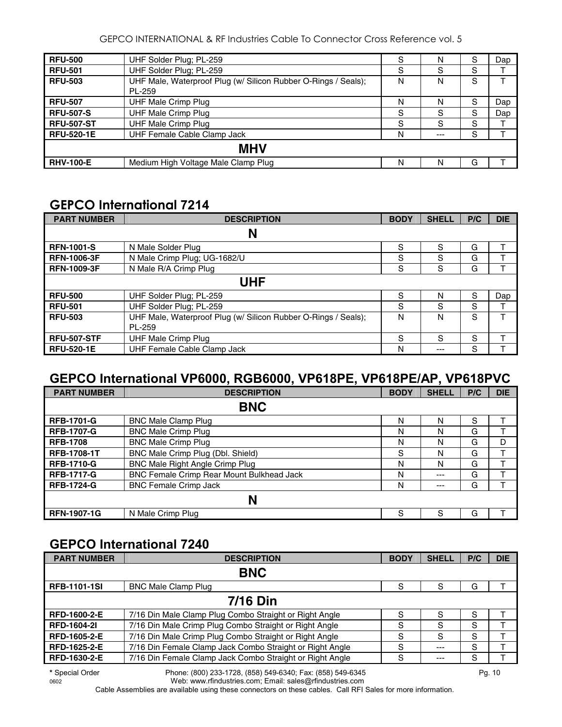| | | | | | |
|---|---|---|---|---|---|
| **RFU-500** | UHF Solder Plug; PL-259 | S | N | S | Dap |
| **RFU-501** | UHF Solder Plug; PL-259 | S | S | S | T |
| **RFU-503** | UHF Male, Waterproof Plug (w/ Silicon Rubber O-Rings / Seals); PL-259 | N | N | S | T |
| **RFU-507** | UHF Male Crimp Plug | N | N | S | Dap |
| **RFU-507-S** | UHF Male Crimp Plug | S | S | S | Dap |
| **RFU-507-ST** | UHF Male Crimp Plug | S | S | S | T |
| **RFU-520-1E** | UHF Female Cable Clamp Jack | N | --- | S | T |
| | **MHV** | | | | |
| **RHV-100-E** | Medium High Voltage Male Clamp Plug | N | N | G | T |

## GEPCO International 7214

| PART NUMBER | DESCRIPTION | BODY | SHELL | P/C | DIE |
|---|---|---|---|---|---|
| | **N** | | | | |
| **RFN-1001-S** | N Male Solder Plug | S | S | G | T |
| **RFN-1006-3F** | N Male Crimp Plug; UG-1682/U | S | S | G | T |
| **RFN-1009-3F** | N Male R/A Crimp Plug | S | S | G | T |
| | **UHF** | | | | |
| **RFU-500** | UHF Solder Plug; PL-259 | S | N | S | Dap |
| **RFU-501** | UHF Solder Plug; PL-259 | S | S | S | T |
| **RFU-503** | UHF Male, Waterproof Plug (w/ Silicon Rubber O-Rings / Seals); PL-259 | N | N | S | T |
| **RFU-507-STF** | UHF Male Crimp Plug | S | S | S | T |
| **RFU-520-1E** | UHF Female Cable Clamp Jack | N | --- | S | T |

## GEPCO International VP6000, RGB6000, VP618PE, VP618PE/AP, VP618PVC

| PART NUMBER | DESCRIPTION | BODY | SHELL | P/C | DIE |
|---|---|---|---|---|---|
| | **BNC** | | | | |
| **RFB-1701-G** | BNC Male Clamp Plug | N | N | S | T |
| **RFB-1707-G** | BNC Male Crimp Plug | N | N | G | T |
| **RFB-1708** | BNC Male Crimp Plug | N | N | G | D |
| **RFB-1708-1T** | BNC Male Crimp Plug (Dbl. Shield) | S | N | G | T |
| **RFB-1710-G** | BNC Male Right Angle Crimp Plug | N | N | G | T |
| **RFB-1717-G** | BNC Female Crimp Rear Mount Bulkhead Jack | N | --- | G | T |
| **RFB-1724-G** | BNC Female Crimp Jack | N | --- | G | T |
| | **N** | | | | |
| **RFN-1907-1G** | N Male Crimp Plug | S | S | G | T |

## GEPCO International 7240

| PART NUMBER | DESCRIPTION | BODY | SHELL | P/C | DIE |
|---|---|---|---|---|---|
| | **BNC** | | | | |
| **RFB-1101-1SI** | BNC Male Clamp Plug | S | S | G | T |
| | **7/16 Din** | | | | |
| **RFD-1600-2-E** | 7/16 Din Male Clamp Plug Combo Straight or Right Angle | S | S | S | T |
| **RFD-1604-2I** | 7/16 Din Male Crimp Plug Combo Straight or Right Angle | S | S | S | T |
| **RFD-1605-2-E** | 7/16 Din Male Crimp Plug Combo Straight or Right Angle | S | S | S | T |
| **RFD-1625-2-E** | 7/16 Din Female Clamp Jack Combo Straight or Right Angle | S | --- | S | T |
| **RFD-1630-2-E** | 7/16 Din Female Clamp Jack Combo Straight or Right Angle | S | --- | S | T |

**\*** Special Order

Phone: (800) 233-1728, (858) 549-6340; Fax: (858) 549-6345
Web: www.rfindustries.com; Email: sales@rfindustries.com

Cable Assemblies are available using these connectors on these cables. Call RFI Sales for more information.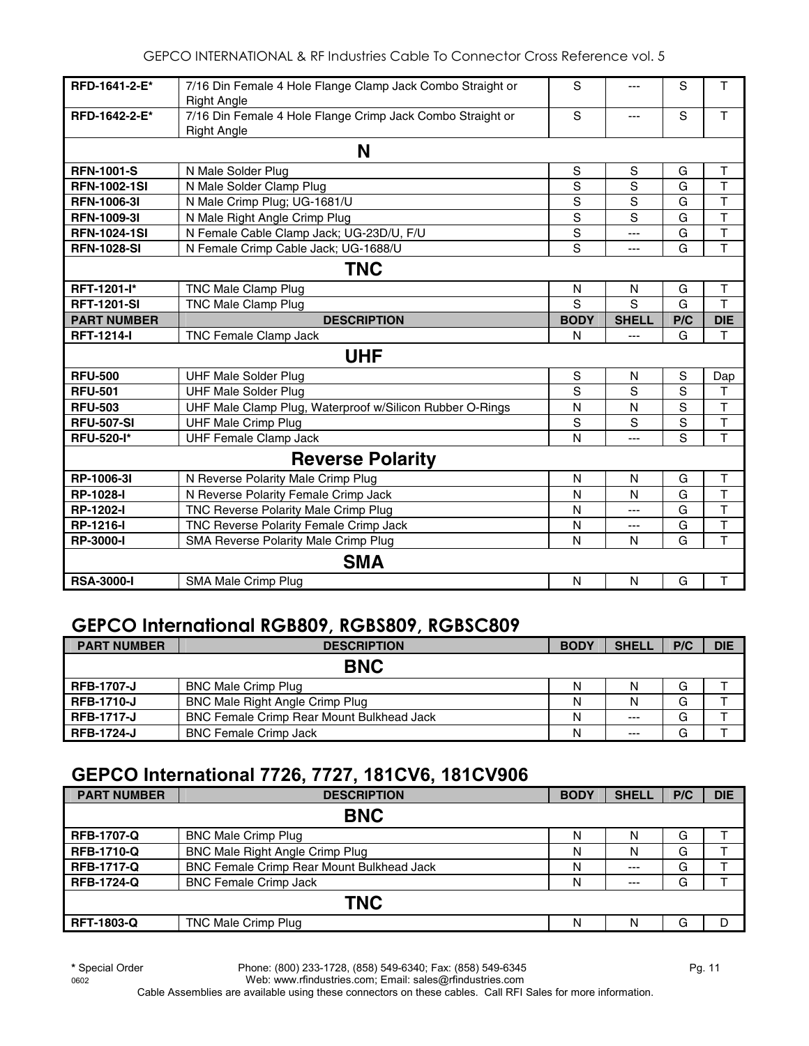| | | | | | |
|---|---|---|---|---|---|
| **RFD-1641-2-E*** | 7/16 Din Female 4 Hole Flange Clamp Jack Combo Straight or Right Angle | S | --- | S | T |
| **RFD-1642-2-E*** | 7/16 Din Female 4 Hole Flange Crimp Jack Combo Straight or Right Angle | S | --- | S | T |
| | **N** | | | | |
| **RFN-1001-S** | N Male Solder Plug | S | S | G | T |
| **RFN-1002-1SI** | N Male Solder Clamp Plug | S | S | G | T |
| **RFN-1006-3I** | N Male Crimp Plug; UG-1681/U | S | S | G | T |
| **RFN-1009-3I** | N Male Right Angle Crimp Plug | S | S | G | T |
| **RFN-1024-1SI** | N Female Cable Clamp Jack; UG-23D/U, F/U | S | --- | G | T |
| **RFN-1028-SI** | N Female Crimp Cable Jack; UG-1688/U | S | --- | G | T |
| | **TNC** | | | | |
| **RFT-1201-I*** | TNC Male Clamp Plug | N | N | G | T |
| **RFT-1201-SI** | TNC Male Clamp Plug | S | S | G | T |
| **PART NUMBER** | **DESCRIPTION** | **BODY** | **SHELL** | **P/C** | **DIE** |
| **RFT-1214-I** | TNC Female Clamp Jack | N | --- | G | T |
| | **UHF** | | | | |
| **RFU-500** | UHF Male Solder Plug | S | N | S | Dap |
| **RFU-501** | UHF Male Solder Plug | S | S | S | T |
| **RFU-503** | UHF Male Clamp Plug, Waterproof w/Silicon Rubber O-Rings | N | N | S | T |
| **RFU-507-SI** | UHF Male Crimp Plug | S | S | S | T |
| **RFU-520-I*** | UHF Female Clamp Jack | N | --- | S | T |
| | **Reverse Polarity** | | | | |
| **RP-1006-3I** | N Reverse Polarity Male Crimp Plug | N | N | G | T |
| **RP-1028-I** | N Reverse Polarity Female Crimp Jack | N | N | G | T |
| **RP-1202-I** | TNC Reverse Polarity Male Crimp Plug | N | --- | G | T |
| **RP-1216-I** | TNC Reverse Polarity Female Crimp Jack | N | --- | G | T |
| **RP-3000-I** | SMA Reverse Polarity Male Crimp Plug | N | N | G | T |
| | **SMA** | | | | |
| **RSA-3000-I** | SMA Male Crimp Plug | N | N | G | T |

## GEPCO International RGB809, RGBS809, RGBSC809

| PART NUMBER | DESCRIPTION | BODY | SHELL | P/C | DIE |
|---|---|---|---|---|---|
| | **BNC** | | | | |
| **RFB-1707-J** | BNC Male Crimp Plug | N | N | G | T |
| **RFB-1710-J** | BNC Male Right Angle Crimp Plug | N | N | G | T |
| **RFB-1717-J** | BNC Female Crimp Rear Mount Bulkhead Jack | N | --- | G | T |
| **RFB-1724-J** | BNC Female Crimp Jack | N | --- | G | T |

## GEPCO International 7726, 7727, 181CV6, 181CV906

| PART NUMBER | DESCRIPTION | BODY | SHELL | P/C | DIE |
|---|---|---|---|---|---|
| | **BNC** | | | | |
| **RFB-1707-Q** | BNC Male Crimp Plug | N | N | G | T |
| **RFB-1710-Q** | BNC Male Right Angle Crimp Plug | N | N | G | T |
| **RFB-1717-Q** | BNC Female Crimp Rear Mount Bulkhead Jack | N | --- | G | T |
| **RFB-1724-Q** | BNC Female Crimp Jack | N | --- | G | T |
| | **TNC** | | | | |
| **RFT-1803-Q** | TNC Male Crimp Plug | N | N | G | D |

**\*** Special Order

Phone: (800) 233-1728, (858) 549-6340; Fax: (858) 549-6345
Web: www.rfindustries.com; Email: sales@rfindustries.com

Cable Assemblies are available using these connectors on these cables. Call RFI Sales for more information.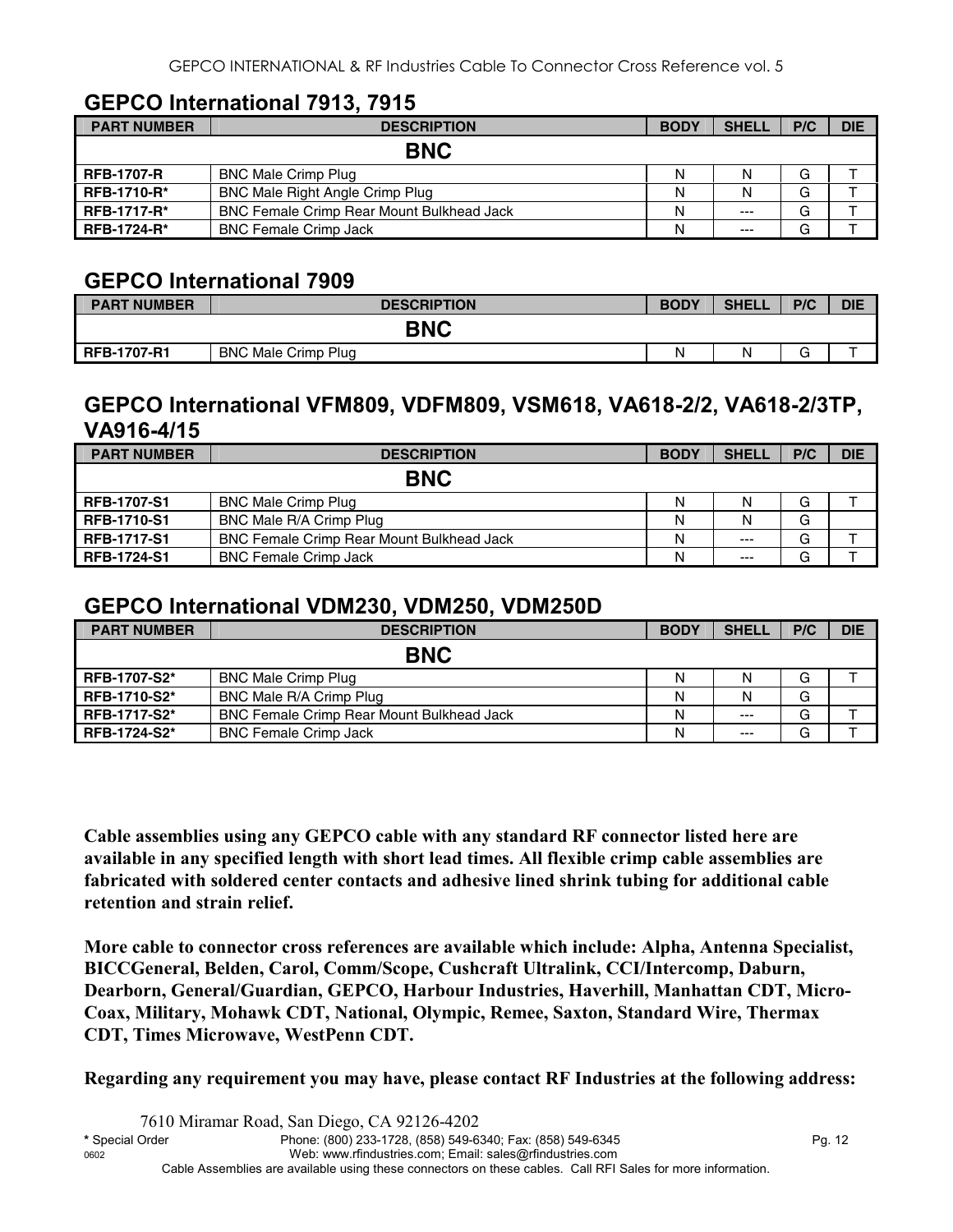## GEPCO International 7913, 7915

| PART NUMBER | DESCRIPTION | BODY | SHELL | P/C | DIE |
|---|---|---|---|---|---|
| | **BNC** | | | | |
| **RFB-1707-R** | BNC Male Crimp Plug | N | N | G | T |
| **RFB-1710-R*** | BNC Male Right Angle Crimp Plug | N | N | G | T |
| **RFB-1717-R*** | BNC Female Crimp Rear Mount Bulkhead Jack | N | --- | G | T |
| **RFB-1724-R*** | BNC Female Crimp Jack | N | --- | G | T |

## GEPCO International 7909

| PART NUMBER | DESCRIPTION | BODY | SHELL | P/C | DIE |
|---|---|---|---|---|---|
| | **BNC** | | | | |
| **RFB-1707-R1** | BNC Male Crimp Plug | N | N | G | T |

## GEPCO International VFM809, VDFM809, VSM618, VA618-2/2, VA618-2/3TP, VA916-4/15

| PART NUMBER | DESCRIPTION | BODY | SHELL | P/C | DIE |
|---|---|---|---|---|---|
| | **BNC** | | | | |
| **RFB-1707-S1** | BNC Male Crimp Plug | N | N | G | T |
| **RFB-1710-S1** | BNC Male R/A Crimp Plug | N | N | G | |
| **RFB-1717-S1** | BNC Female Crimp Rear Mount Bulkhead Jack | N | --- | G | T |
| **RFB-1724-S1** | BNC Female Crimp Jack | N | --- | G | T |

## GEPCO International VDM230, VDM250, VDM250D

| PART NUMBER | DESCRIPTION | BODY | SHELL | P/C | DIE |
|---|---|---|---|---|---|
| | **BNC** | | | | |
| **RFB-1707-S2*** | BNC Male Crimp Plug | N | N | G | T |
| **RFB-1710-S2*** | BNC Male R/A Crimp Plug | N | N | G | |
| **RFB-1717-S2*** | BNC Female Crimp Rear Mount Bulkhead Jack | N | --- | G | T |
| **RFB-1724-S2*** | BNC Female Crimp Jack | N | --- | G | T |

**Cable assemblies using any GEPCO cable with any standard RF connector listed here are available in any specified length with short lead times. All flexible crimp cable assemblies are fabricated with soldered center contacts and adhesive lined shrink tubing for additional cable retention and strain relief.**

**More cable to connector cross references are available which include: Alpha, Antenna Specialist, BICCGeneral, Belden, Carol, Comm/Scope, Cushcraft Ultralink, CCI/Intercomp, Daburn, Dearborn, General/Guardian, GEPCO, Harbour Industries, Haverhill, Manhattan CDT, Micro-Coax, Military, Mohawk CDT, National, Olympic, Remee, Saxton, Standard Wire, Thermax CDT, Times Microwave, WestPenn CDT.**

**Regarding any requirement you may have, please contact RF Industries at the following address:**

7610 Miramar Road, San Diego, CA 92126-4202

* Special Order

Phone: (800) 233-1728, (858) 549-6340; Fax: (858) 549-6345

Web: www.rfindustries.com; Email: sales@rfindustries.com

Cable Assemblies are available using these connectors on these cables. Call RFI Sales for more information.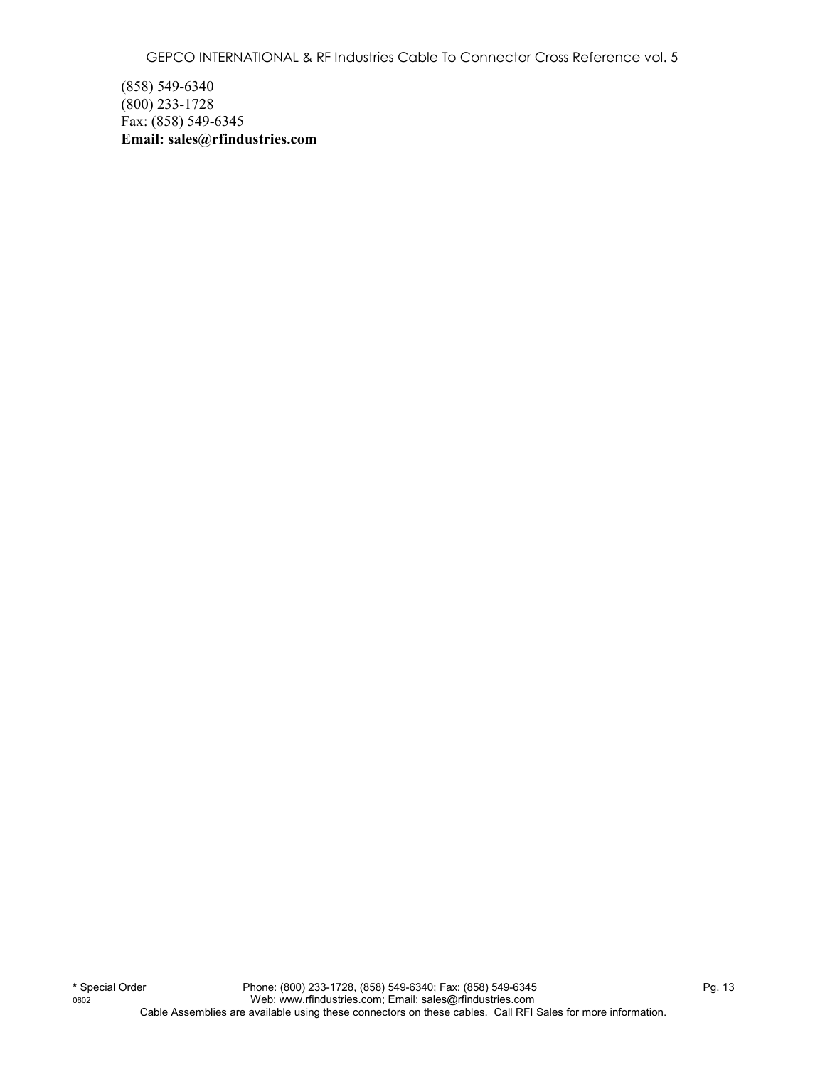(858) 549-6340
(800) 233-1728
Fax: (858) 549-6345
**Email: sales@rfindustries.com**